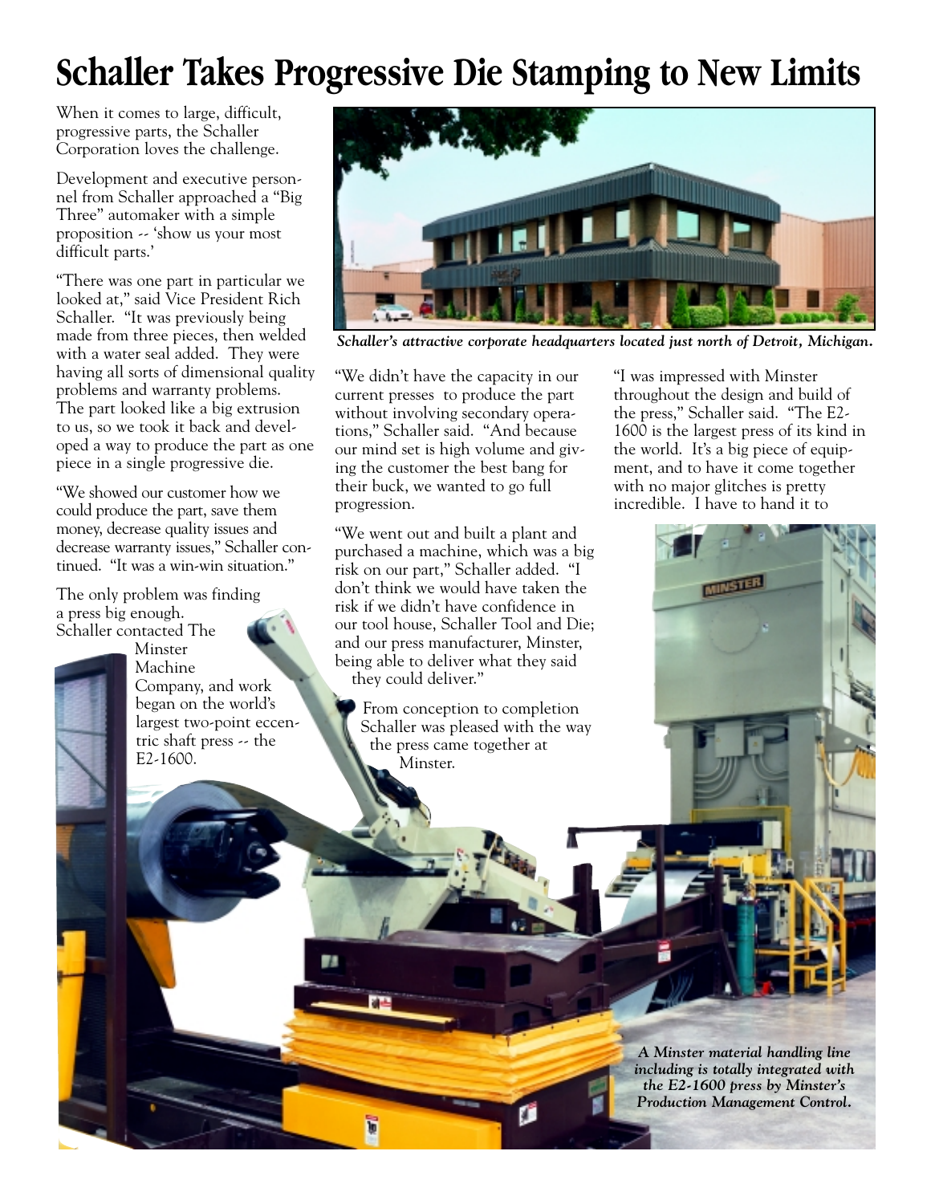# Schaller Takes Progressive Die Stamping to New Limits

When it comes to large, difficult, progressive parts, the Schaller Corporation loves the challenge.

Development and executive personnel from Schaller approached a "Big Three" automaker with a simple proposition -- 'show us your most difficult parts.'

"There was one part in particular we looked at," said Vice President Rich Schaller. "It was previously being made from three pieces, then welded with a water seal added. They were having all sorts of dimensional quality problems and warranty problems. The part looked like a big extrusion to us, so we took it back and developed a way to produce the part as one piece in a single progressive die.

"We showed our customer how we could produce the part, save them money, decrease quality issues and decrease warranty issues," Schaller continued. "It was a win-win situation."

The only problem was finding a press big enough. Schaller contacted The Minster Machine Company, and work began on the world's largest two-point eccentric shaft press -- the E2-1600.

*Schaller's attractive corporate headquarters located just north of Detroit, Michigan.*

"We didn't have the capacity in our current presses to produce the part without involving secondary operations," Schaller said. "And because our mind set is high volume and giving the customer the best bang for their buck, we wanted to go full progression.

"We went out and built a plant and purchased a machine, which was a big risk on our part," Schaller added. "I don't think we would have taken the risk if we didn't have confidence in our tool house, Schaller Tool and Die; and our press manufacturer, Minster, being able to deliver what they said they could deliver."

From conception to completion Schaller was pleased with the way the press came together at Minster.

"I was impressed with Minster throughout the design and build of the press," Schaller said. "The E2-1600 is the largest press of its kind in the world. It's a big piece of equipment, and to have it come together with no major glitches is pretty incredible. I have to hand it to

***A Minster material handling line including is totally integrated with the E2-1600 press by Minster's Production Management Control.***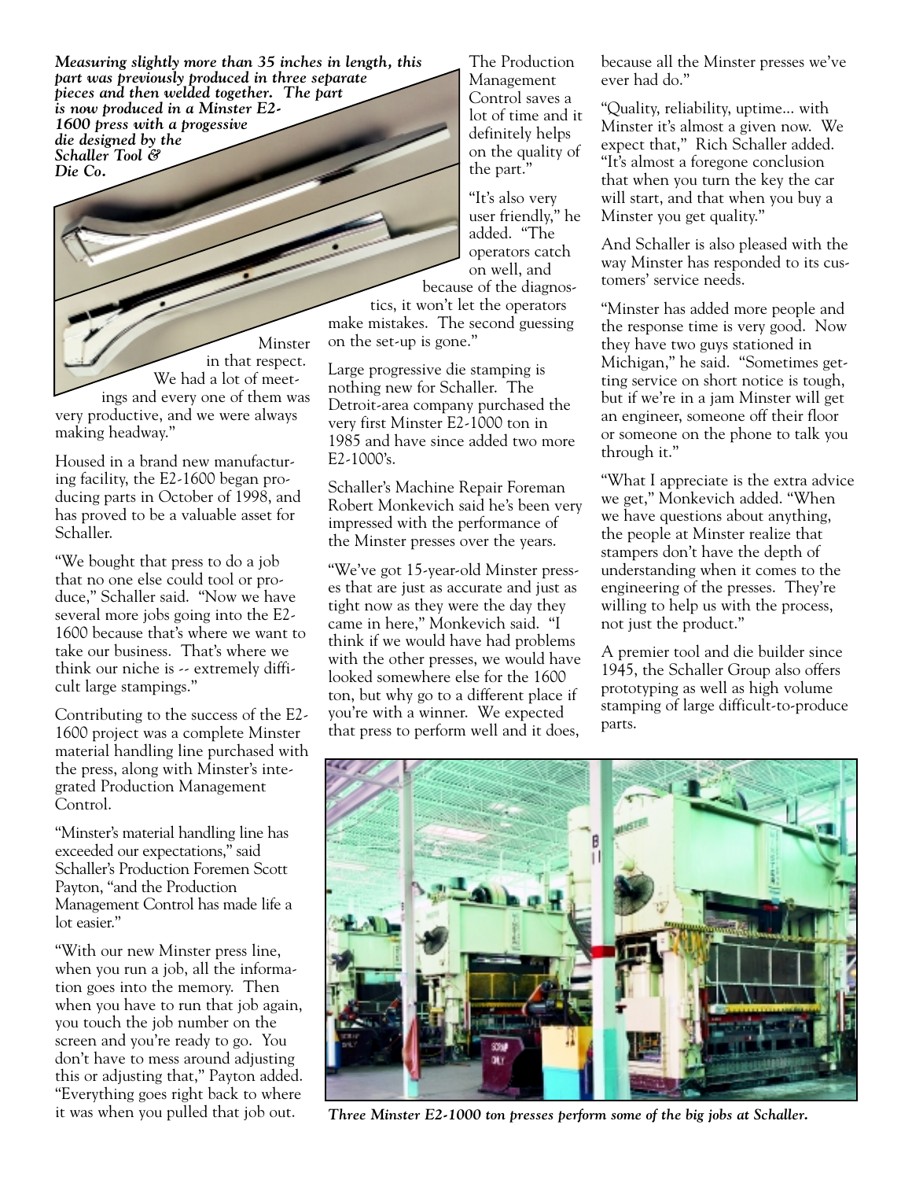*Measuring slightly more than 35 inches in length, this part was previously produced in three separate pieces and then welded together. The part is now produced in a Minster E2-1600 press with a progessive die designed by the Schaller Tool & Die Co.*

Minster in that respect. We had a lot of meetings and every one of them was very productive, and we were always making headway."

Housed in a brand new manufacturing facility, the E2-1600 began producing parts in October of 1998, and has proved to be a valuable asset for Schaller.

"We bought that press to do a job that no one else could tool or produce," Schaller said. "Now we have several more jobs going into the E2-1600 because that's where we want to take our business. That's where we think our niche is -- extremely difficult large stampings."

Contributing to the success of the E2-1600 project was a complete Minster material handling line purchased with the press, along with Minster's integrated Production Management Control.

"Minster's material handling line has exceeded our expectations," said Schaller's Production Foremen Scott Payton, "and the Production Management Control has made life a lot easier."

"With our new Minster press line, when you run a job, all the information goes into the memory. Then when you have to run that job again, you touch the job number on the screen and you're ready to go. You don't have to mess around adjusting this or adjusting that," Payton added. "Everything goes right back to where it was when you pulled that job out. The Production Management Control saves a lot of time and it definitely helps on the quality of the part."

"It's also very user friendly," he added. "The operators catch on well, and because of the diagnostics, it won't let the operators make mistakes. The second guessing on the set-up is gone."

Large progressive die stamping is nothing new for Schaller. The Detroit-area company purchased the very first Minster E2-1000 ton in 1985 and have since added two more E2-1000's.

Schaller's Machine Repair Foreman Robert Monkevich said he's been very impressed with the performance of the Minster presses over the years.

"We've got 15-year-old Minster presses that are just as accurate and just as tight now as they were the day they came in here," Monkevich said. "I think if we would have had problems with the other presses, we would have looked somewhere else for the 1600 ton, but why go to a different place if you're with a winner. We expected that press to perform well and it does, because all the Minster presses we've ever had do."

"Quality, reliability, uptime... with Minster it's almost a given now. We expect that," Rich Schaller added. "It's almost a foregone conclusion that when you turn the key the car will start, and that when you buy a Minster you get quality."

And Schaller is also pleased with the way Minster has responded to its customers' service needs.

"Minster has added more people and the response time is very good. Now they have two guys stationed in Michigan," he said. "Sometimes getting service on short notice is tough, but if we're in a jam Minster will get an engineer, someone off their floor or someone on the phone to talk you through it."

"What I appreciate is the extra advice we get," Monkevich added. "When we have questions about anything, the people at Minster realize that stampers don't have the depth of understanding when it comes to the engineering of the presses. They're willing to help us with the process, not just the product."

A premier tool and die builder since 1945, the Schaller Group also offers prototyping as well as high volume stamping of large difficult-to-produce parts.

*Three Minster E2-1000 ton presses perform some of the big jobs at Schaller.*